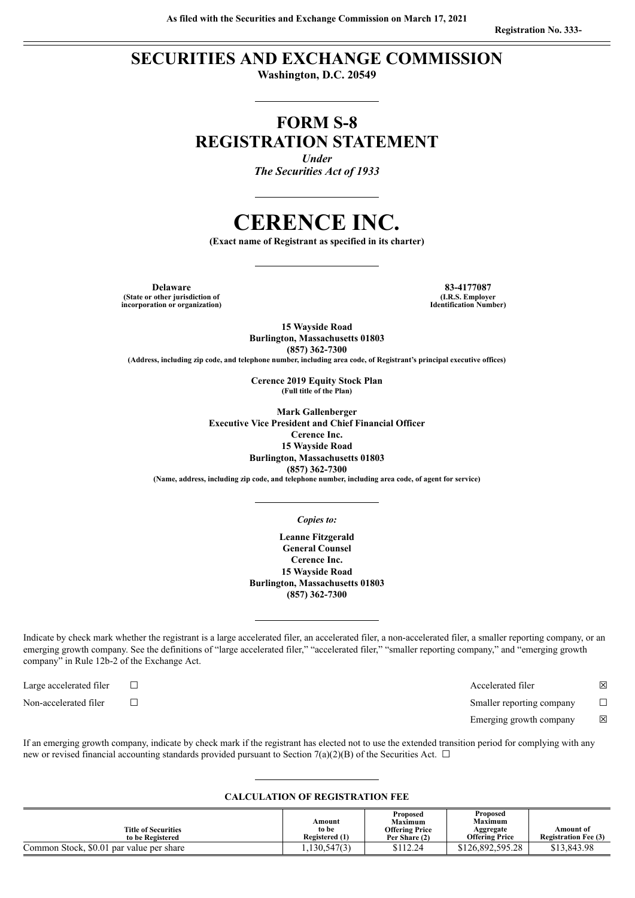As filed with the Securities and Exchange Commission on March 17, 2021

Registration No. 333-

# SECURITIES AND EXCHANGE COMMISSION

**Washington, D.C. 20549**

## FORM S-8
## REGISTRATION STATEMENT

*Under*
*The Securities Act of 1933*

# CERENCE INC.

**(Exact name of Registrant as specified in its charter)**

| **Delaware** | **83-4177087** |
|---|---|
| **(State or other jurisdiction of incorporation or organization)** | **(I.R.S. Employer Identification Number)** |

**15 Wayside Road**
**Burlington, Massachusetts 01803**
**(857) 362-7300**
**(Address, including zip code, and telephone number, including area code, of Registrant's principal executive offices)**

**Cerence 2019 Equity Stock Plan**
**(Full title of the Plan)**

**Mark Gallenberger**
**Executive Vice President and Chief Financial Officer**
**Cerence Inc.**
**15 Wayside Road**
**Burlington, Massachusetts 01803**
**(857) 362-7300**
**(Name, address, including zip code, and telephone number, including area code, of agent for service)**

*Copies to:*

**Leanne Fitzgerald**
**General Counsel**
**Cerence Inc.**
**15 Wayside Road**
**Burlington, Massachusetts 01803**
**(857) 362-7300**

Indicate by check mark whether the registrant is a large accelerated filer, an accelerated filer, a non-accelerated filer, a smaller reporting company, or an emerging growth company. See the definitions of "large accelerated filer," "accelerated filer," "smaller reporting company," and "emerging growth company" in Rule 12b-2 of the Exchange Act.

| | | | |
|---|---|---|---|
| Large accelerated filer | ☐ | Accelerated filer | ☒ |
| Non-accelerated filer | ☐ | Smaller reporting company | ☐ |
| | | Emerging growth company | ☒ |

If an emerging growth company, indicate by check mark if the registrant has elected not to use the extended transition period for complying with any new or revised financial accounting standards provided pursuant to Section 7(a)(2)(B) of the Securities Act. ☐

**CALCULATION OF REGISTRATION FEE**

| Title of Securities to be Registered | Amount to be Registered (1) | Proposed Maximum Offering Price Per Share (2) | Proposed Maximum Aggregate Offering Price | Amount of Registration Fee (3) |
|---|---|---|---|---|
| Common Stock, $0.01 par value per share | 1,130,547(3) | $112.24 | $126,892,595.28 | $13,843.98 |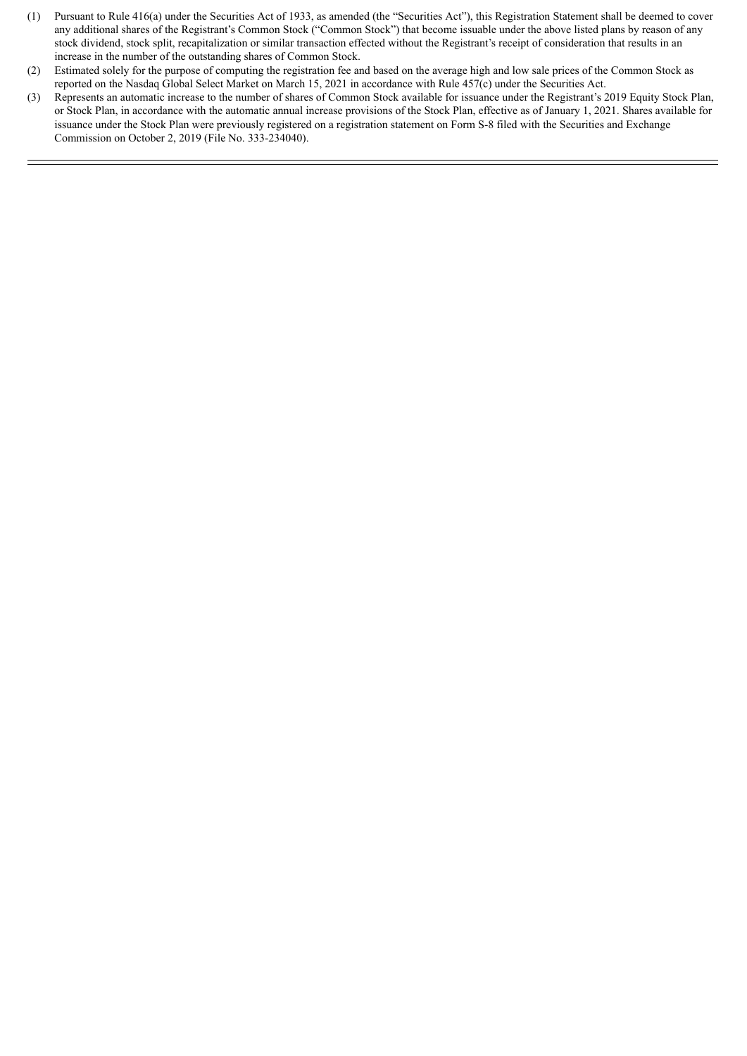(1) Pursuant to Rule 416(a) under the Securities Act of 1933, as amended (the "Securities Act"), this Registration Statement shall be deemed to cover any additional shares of the Registrant's Common Stock ("Common Stock") that become issuable under the above listed plans by reason of any stock dividend, stock split, recapitalization or similar transaction effected without the Registrant's receipt of consideration that results in an increase in the number of the outstanding shares of Common Stock.

(2) Estimated solely for the purpose of computing the registration fee and based on the average high and low sale prices of the Common Stock as reported on the Nasdaq Global Select Market on March 15, 2021 in accordance with Rule 457(c) under the Securities Act.

(3) Represents an automatic increase to the number of shares of Common Stock available for issuance under the Registrant's 2019 Equity Stock Plan, or Stock Plan, in accordance with the automatic annual increase provisions of the Stock Plan, effective as of January 1, 2021. Shares available for issuance under the Stock Plan were previously registered on a registration statement on Form S-8 filed with the Securities and Exchange Commission on October 2, 2019 (File No. 333-234040).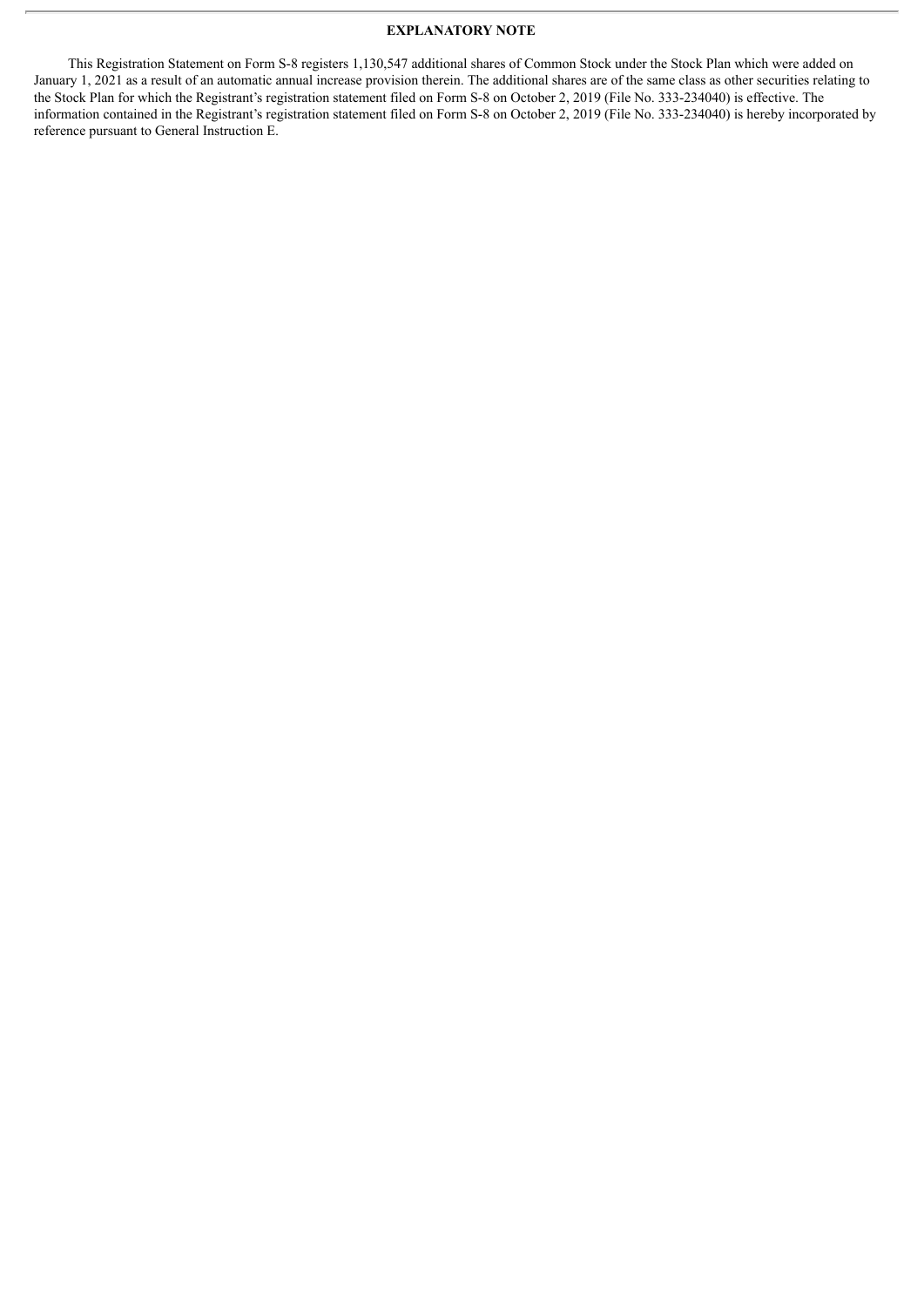## EXPLANATORY NOTE

This Registration Statement on Form S-8 registers 1,130,547 additional shares of Common Stock under the Stock Plan which were added on January 1, 2021 as a result of an automatic annual increase provision therein. The additional shares are of the same class as other securities relating to the Stock Plan for which the Registrant's registration statement filed on Form S-8 on October 2, 2019 (File No. 333-234040) is effective. The information contained in the Registrant's registration statement filed on Form S-8 on October 2, 2019 (File No. 333-234040) is hereby incorporated by reference pursuant to General Instruction E.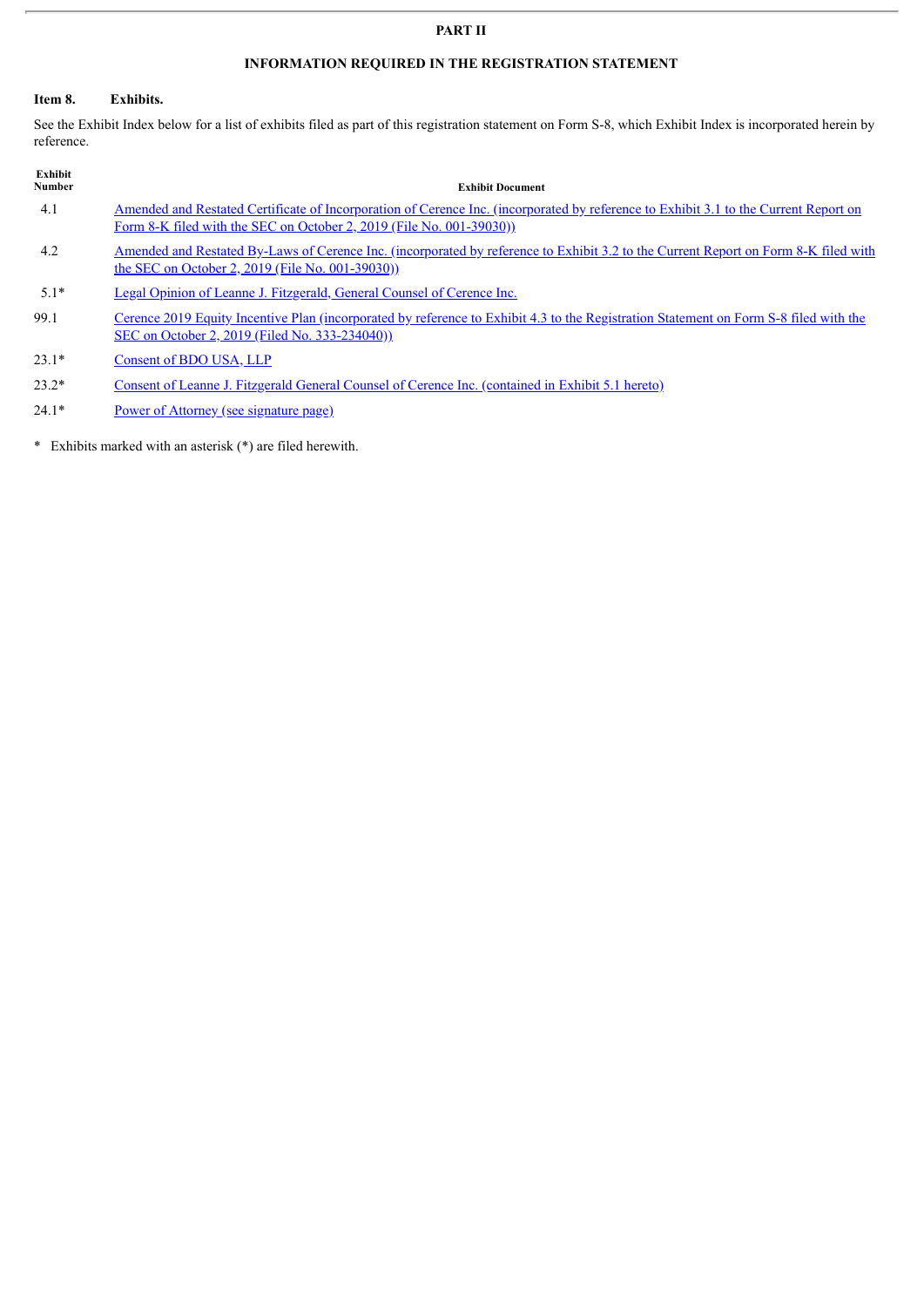**PART II**

**INFORMATION REQUIRED IN THE REGISTRATION STATEMENT**

**Item 8. Exhibits.**

See the Exhibit Index below for a list of exhibits filed as part of this registration statement on Form S-8, which Exhibit Index is incorporated herein by reference.

| Exhibit Number | Exhibit Document |
|---|---|
| 4.1 | Amended and Restated Certificate of Incorporation of Cerence Inc. (incorporated by reference to Exhibit 3.1 to the Current Report on Form 8-K filed with the SEC on October 2, 2019 (File No. 001-39030)) |
| 4.2 | Amended and Restated By-Laws of Cerence Inc. (incorporated by reference to Exhibit 3.2 to the Current Report on Form 8-K filed with the SEC on October 2, 2019 (File No. 001-39030)) |
| 5.1* | Legal Opinion of Leanne J. Fitzgerald, General Counsel of Cerence Inc. |
| 99.1 | Cerence 2019 Equity Incentive Plan (incorporated by reference to Exhibit 4.3 to the Registration Statement on Form S-8 filed with the SEC on October 2, 2019 (Filed No. 333-234040)) |
| 23.1* | Consent of BDO USA, LLP |
| 23.2* | Consent of Leanne J. Fitzgerald General Counsel of Cerence Inc. (contained in Exhibit 5.1 hereto) |
| 24.1* | Power of Attorney (see signature page) |

\* Exhibits marked with an asterisk (*) are filed herewith.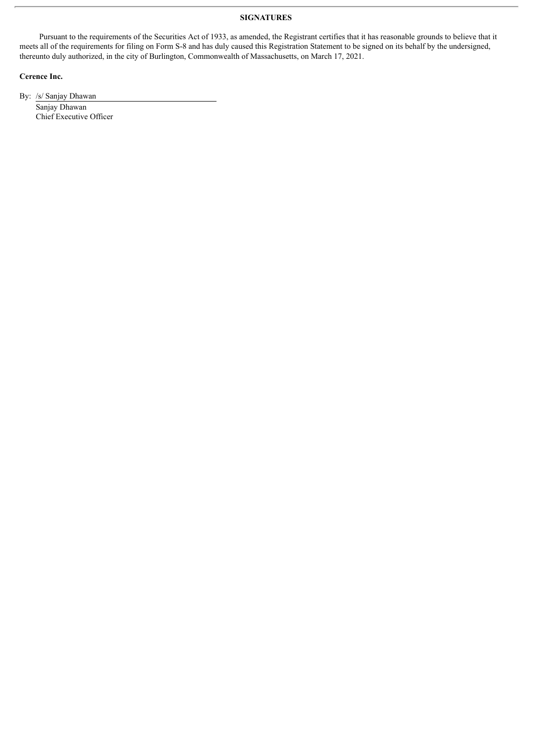## SIGNATURES

Pursuant to the requirements of the Securities Act of 1933, as amended, the Registrant certifies that it has reasonable grounds to believe that it meets all of the requirements for filing on Form S-8 and has duly caused this Registration Statement to be signed on its behalf by the undersigned, thereunto duly authorized, in the city of Burlington, Commonwealth of Massachusetts, on March 17, 2021.

**Cerence Inc.**

By: /s/ Sanjay Dhawan
Sanjay Dhawan
Chief Executive Officer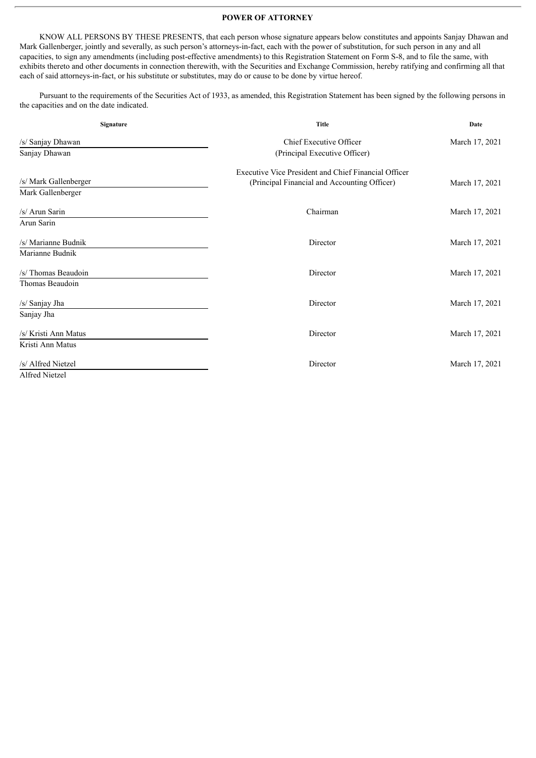## POWER OF ATTORNEY

KNOW ALL PERSONS BY THESE PRESENTS, that each person whose signature appears below constitutes and appoints Sanjay Dhawan and Mark Gallenberger, jointly and severally, as such person's attorneys-in-fact, each with the power of substitution, for such person in any and all capacities, to sign any amendments (including post-effective amendments) to this Registration Statement on Form S-8, and to file the same, with exhibits thereto and other documents in connection therewith, with the Securities and Exchange Commission, hereby ratifying and confirming all that each of said attorneys-in-fact, or his substitute or substitutes, may do or cause to be done by virtue hereof.

Pursuant to the requirements of the Securities Act of 1933, as amended, this Registration Statement has been signed by the following persons in the capacities and on the date indicated.

| Signature | Title | Date |
|---|---|---|
| /s/ Sanjay Dhawan<br>Sanjay Dhawan | Chief Executive Officer<br>(Principal Executive Officer) | March 17, 2021 |
| /s/ Mark Gallenberger<br>Mark Gallenberger | Executive Vice President and Chief Financial Officer<br>(Principal Financial and Accounting Officer) | March 17, 2021 |
| /s/ Arun Sarin<br>Arun Sarin | Chairman | March 17, 2021 |
| /s/ Marianne Budnik<br>Marianne Budnik | Director | March 17, 2021 |
| /s/ Thomas Beaudoin<br>Thomas Beaudoin | Director | March 17, 2021 |
| /s/ Sanjay Jha<br>Sanjay Jha | Director | March 17, 2021 |
| /s/ Kristi Ann Matus<br>Kristi Ann Matus | Director | March 17, 2021 |
| /s/ Alfred Nietzel<br>Alfred Nietzel | Director | March 17, 2021 |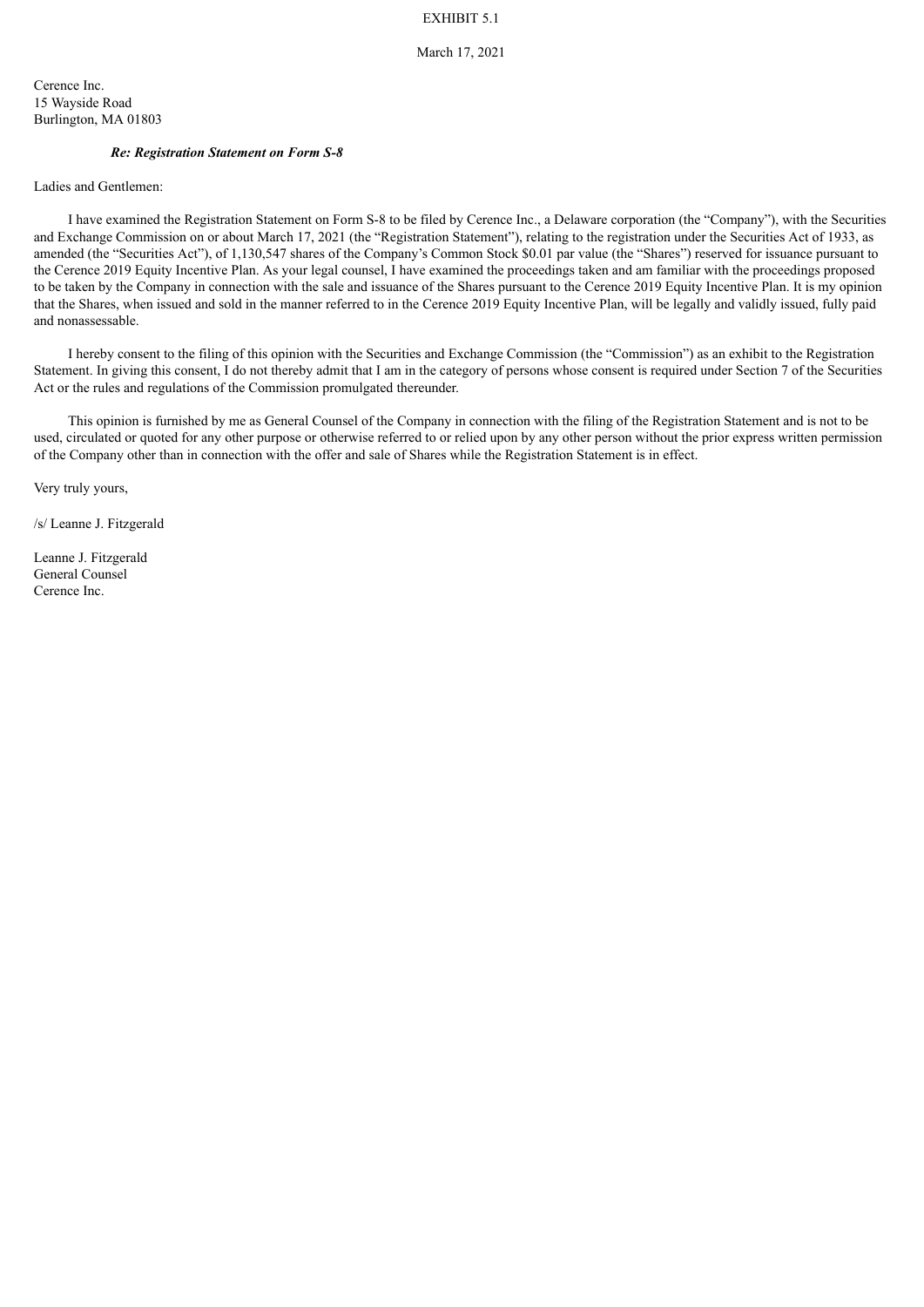EXHIBIT 5.1

March 17, 2021

Cerence Inc.
15 Wayside Road
Burlington, MA 01803

***Re: Registration Statement on Form S-8***

Ladies and Gentlemen:

I have examined the Registration Statement on Form S-8 to be filed by Cerence Inc., a Delaware corporation (the "Company"), with the Securities and Exchange Commission on or about March 17, 2021 (the "Registration Statement"), relating to the registration under the Securities Act of 1933, as amended (the "Securities Act"), of 1,130,547 shares of the Company's Common Stock $0.01 par value (the "Shares") reserved for issuance pursuant to the Cerence 2019 Equity Incentive Plan. As your legal counsel, I have examined the proceedings taken and am familiar with the proceedings proposed to be taken by the Company in connection with the sale and issuance of the Shares pursuant to the Cerence 2019 Equity Incentive Plan. It is my opinion that the Shares, when issued and sold in the manner referred to in the Cerence 2019 Equity Incentive Plan, will be legally and validly issued, fully paid and nonassessable.

I hereby consent to the filing of this opinion with the Securities and Exchange Commission (the "Commission") as an exhibit to the Registration Statement. In giving this consent, I do not thereby admit that I am in the category of persons whose consent is required under Section 7 of the Securities Act or the rules and regulations of the Commission promulgated thereunder.

This opinion is furnished by me as General Counsel of the Company in connection with the filing of the Registration Statement and is not to be used, circulated or quoted for any other purpose or otherwise referred to or relied upon by any other person without the prior express written permission of the Company other than in connection with the offer and sale of Shares while the Registration Statement is in effect.

Very truly yours,

/s/ Leanne J. Fitzgerald

Leanne J. Fitzgerald
General Counsel
Cerence Inc.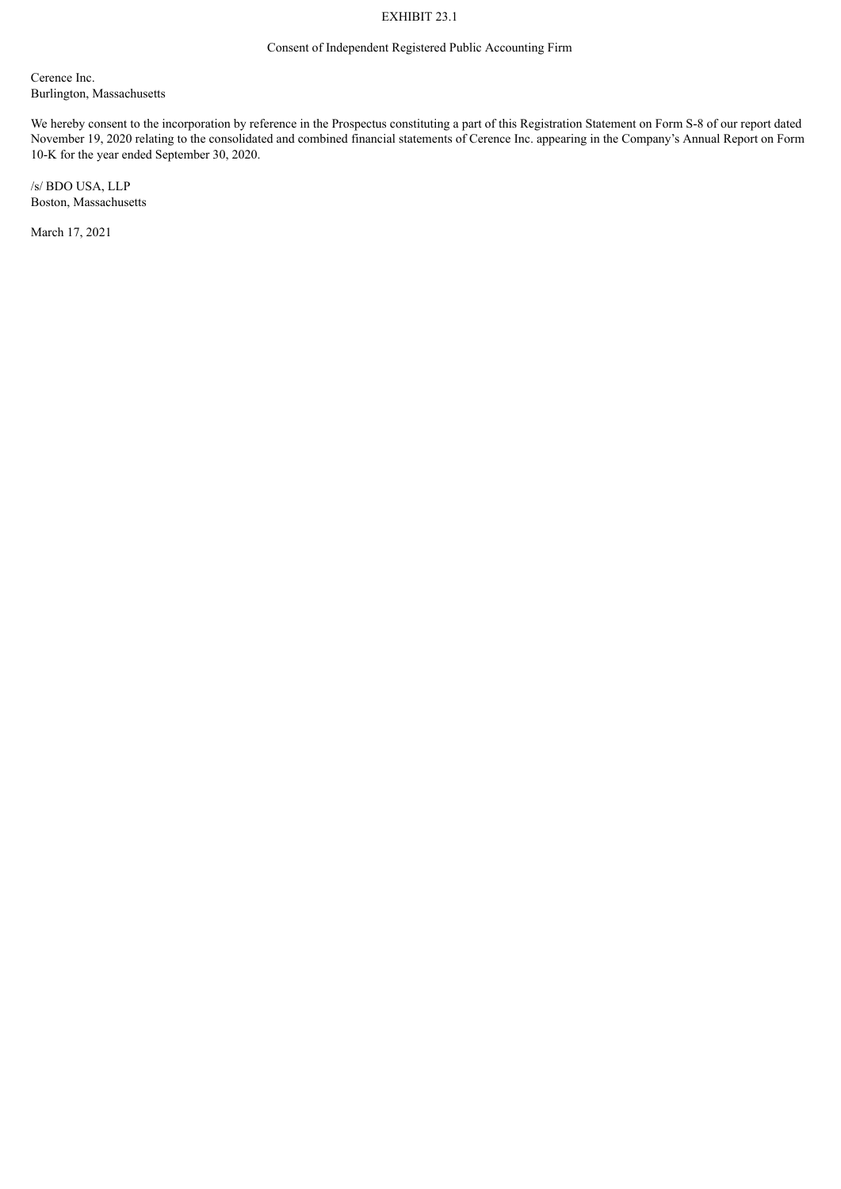EXHIBIT 23.1

Consent of Independent Registered Public Accounting Firm

Cerence Inc.
Burlington, Massachusetts

We hereby consent to the incorporation by reference in the Prospectus constituting a part of this Registration Statement on Form S-8 of our report dated November 19, 2020 relating to the consolidated and combined financial statements of Cerence Inc. appearing in the Company's Annual Report on Form 10-K for the year ended September 30, 2020.

/s/ BDO USA, LLP
Boston, Massachusetts

March 17, 2021